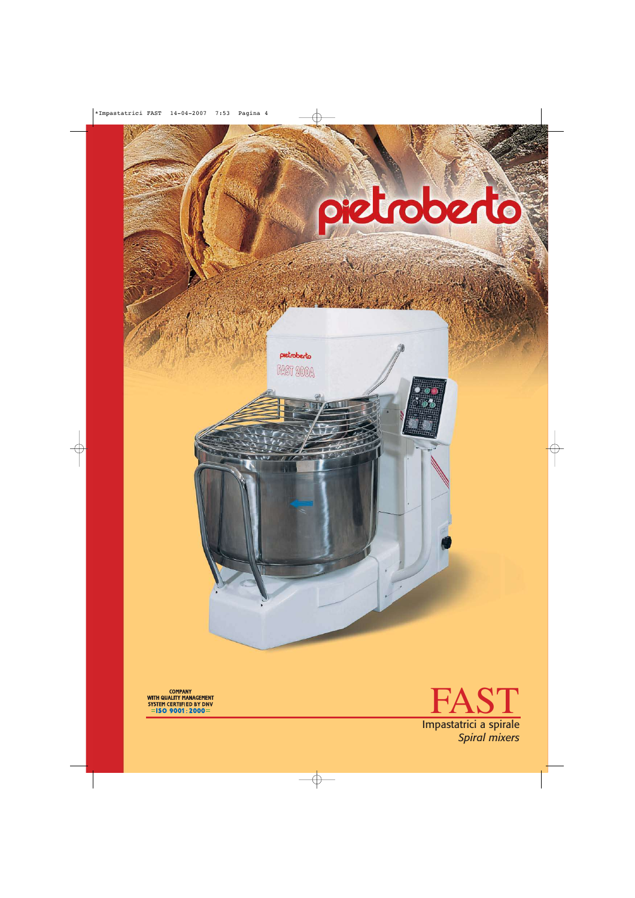# pietroberto

# FAST

Impastatrici a spirale

*Spiral mixers*

COMPANY
WITH QUALITY MANAGEMENT
SYSTEM CERTIFIED BY DNV
=ISO 9001:2000=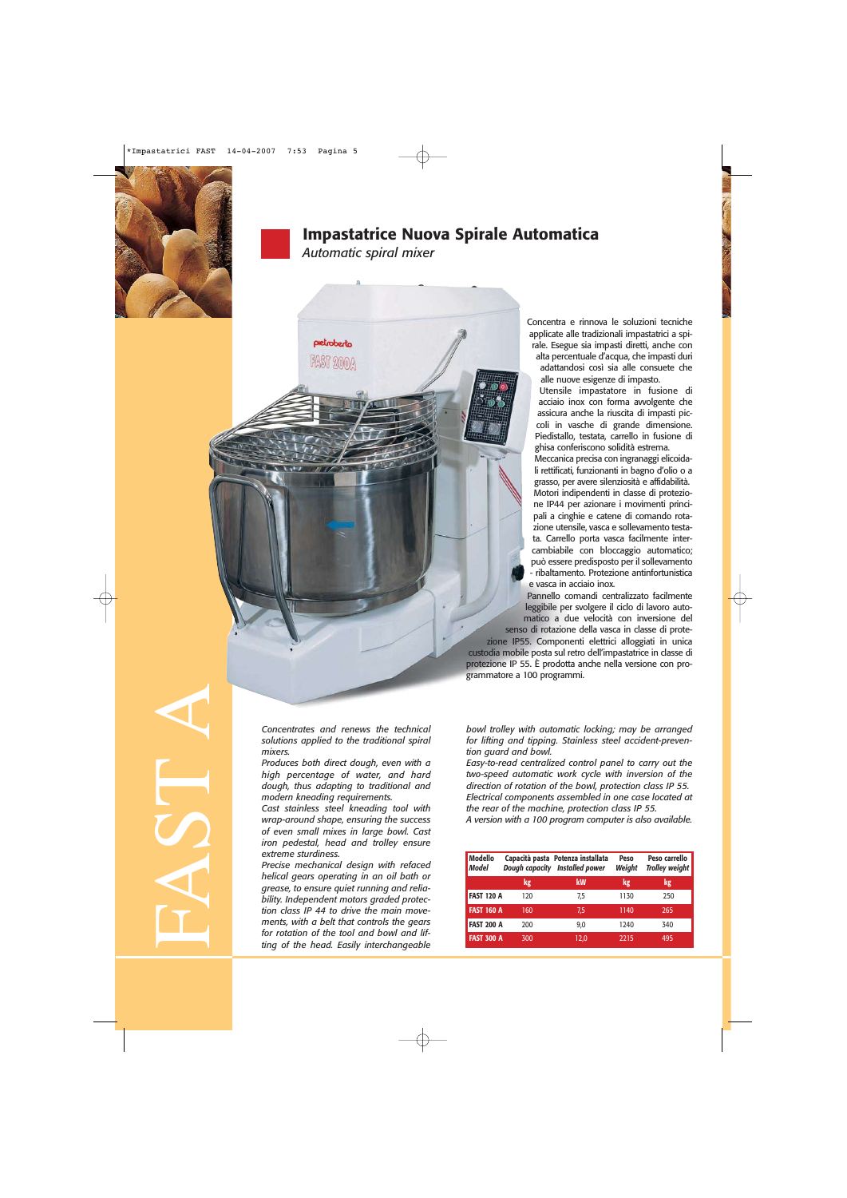# Impastatrice Nuova Spirale Automatica

*Automatic spiral mixer*

FAST A

Concentra e rinnova le soluzioni tecniche applicate alle tradizionali impastatrici a spirale. Esegue sia impasti diretti, anche con alta percentuale d'acqua, che impasti duri adattandosi così sia alle consuete che alle nuove esigenze di impasto.
Utensile impastatore in fusione di acciaio inox con forma avvolgente che assicura anche la riuscita di impasti piccoli in vasche di grande dimensione. Piedistallo, testata, carrello in fusione di ghisa conferiscono solidità estrema.
Meccanica precisa con ingranaggi elicoidali rettificati, funzionanti in bagno d'olio o a grasso, per avere silenziosità e affidabilità. Motori indipendenti in classe di protezione IP44 per azionare i movimenti principali a cinghie e catene di comando rotazione utensile, vasca e sollevamento testata. Carrello porta vasca facilmente intercambiabile con bloccaggio automatico; può essere predisposto per il sollevamento - ribaltamento. Protezione antinfortunistica e vasca in acciaio inox.
Pannello comandi centralizzato facilmente leggibile per svolgere il ciclo di lavoro automatico a due velocità con inversione del senso di rotazione della vasca in classe di protezione IP55. Componenti elettrici alloggiati in unica custodia mobile posta sul retro dell'impastatrice in classe di protezione IP 55. È prodotta anche nella versione con programmatore a 100 programmi.

*Concentrates and renews the technical solutions applied to the traditional spiral mixers.*
*Produces both direct dough, even with a high percentage of water, and hard dough, thus adapting to traditional and modern kneading requirements.*
*Cast stainless steel kneading tool with wrap-around shape, ensuring the success of even small mixes in large bowl. Cast iron pedestal, head and trolley ensure extreme sturdiness.*
*Precise mechanical design with refaced helical gears operating in an oil bath or grease, to ensure quiet running and reliability. Independent motors graded protection class IP 44 to drive the main movements, with a belt that controls the gears for rotation of the tool and bowl and lifting of the head. Easily interchangeable bowl trolley with automatic locking; may be arranged for lifting and tipping. Stainless steel accident-prevention guard and bowl.*
*Easy-to-read centralized control panel to carry out the two-speed automatic work cycle with inversion of the direction of rotation of the bowl, protection class IP 55. Electrical components assembled in one case located at the rear of the machine, protection class IP 55.*
*A version with a 100 program computer is also available.*

| Modello *Model* | Capacità pasta *Dough capacity* | Potenza installata *Installed power* | Peso *Weight* | Peso carrello *Trolley weight* |
|---|---|---|---|---|
| | kg | kW | kg | kg |
| **FAST 120 A** | 120 | 7,5 | 1130 | 250 |
| **FAST 160 A** | 160 | 7,5 | 1140 | 265 |
| **FAST 200 A** | 200 | 9,0 | 1240 | 340 |
| **FAST 300 A** | 300 | 12,0 | 2215 | 495 |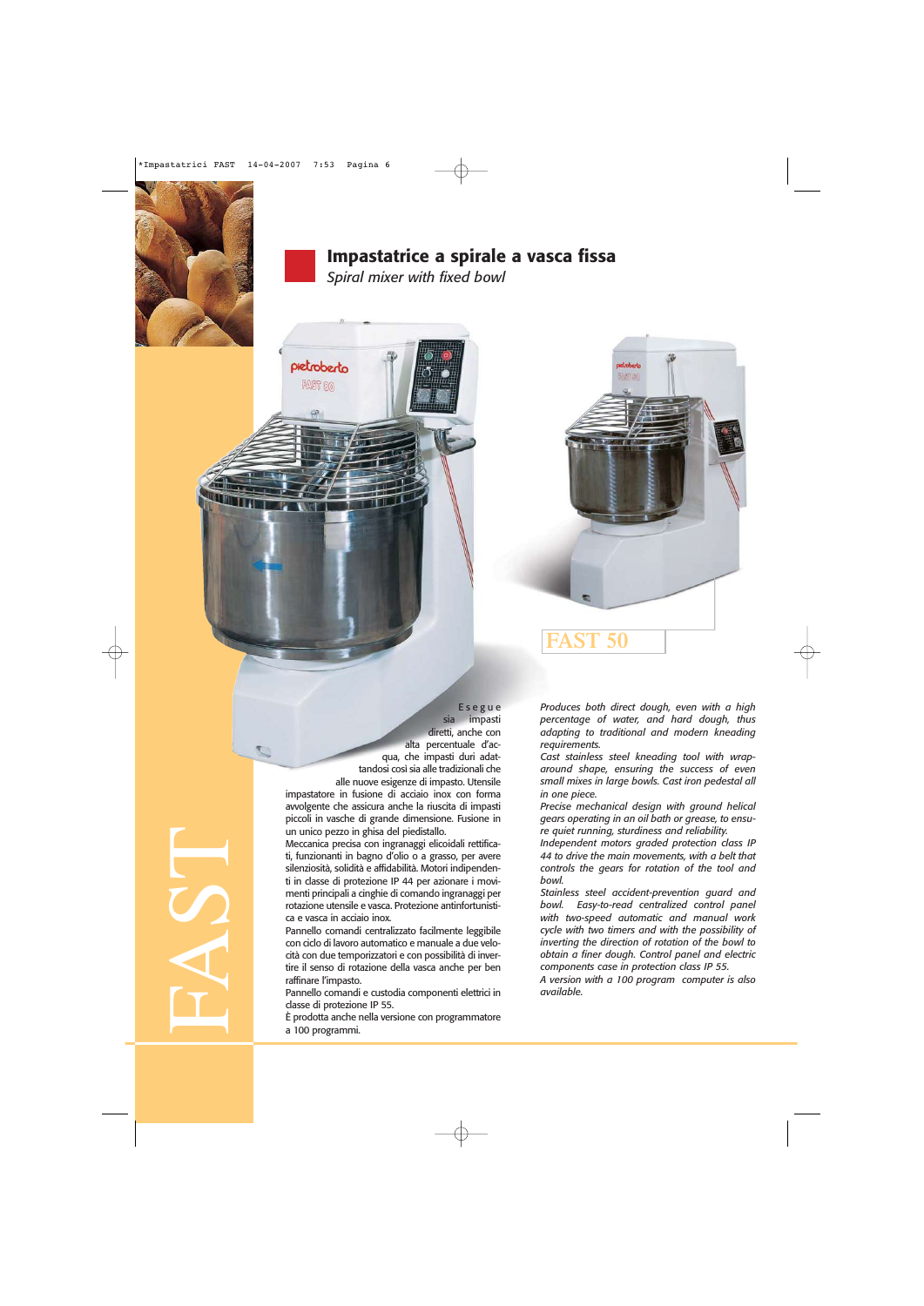# Impastatrice a spirale a vasca fissa

*Spiral mixer with fixed bowl*

FAST 50

Esegue sia impasti diretti, anche con alta percentuale d'acqua, che impasti duri adattandosi così sia alle tradizionali che alle nuove esigenze di impasto. Utensile impastatore in fusione di acciaio inox con forma avvolgente che assicura la riuscita di impasti piccoli in vasche di grande dimensione. Fusione in un unico pezzo in ghisa del piedistallo.

Meccanica precisa con ingranaggi elicoidali rettificati, funzionanti in bagno d'olio o a grasso, per avere silenziosità, solidità e affidabilità. Motori indipendenti in classe di protezione IP 44 per azionare i movimenti principali a cinghie di comando ingranaggi per rotazione utensile e vasca. Protezione antinfortunistica e vasca in acciaio inox.

Pannello comandi centralizzato facilmente leggibile con ciclo di lavoro automatico e manuale a due velocità con due temporizzatori e con possibilità di invertire il senso di rotazione della vasca anche per ben raffinare l'impasto.

Pannello comandi e custodia componenti elettrici in classe di protezione IP 55.

È prodotta anche nella versione con programmatore a 100 programmi.

*Produces both direct dough, even with a high percentage of water, and hard dough, thus adapting to traditional and modern kneading requirements.*

*Cast stainless steel kneading tool with wrap-around shape, ensuring the success of even small mixes in large bowls. Cast iron pedestal all in one piece.*

*Precise mechanical design with ground helical gears operating in an oil bath or grease, to ensure quiet running, sturdiness and reliability.*

*Independent motors graded protection class IP 44 to drive the main movements, with a belt that controls the gears for rotation of the tool and bowl.*

*Stainless steel accident-prevention guard and bowl. Easy-to-read centralized control panel with two-speed automatic and manual work cycle with two timers and with the possibility of inverting the direction of rotation of the bowl to obtain a finer dough. Control panel and electric components case in protection class IP 55.*

*A version with a 100 program computer is also available.*

FAST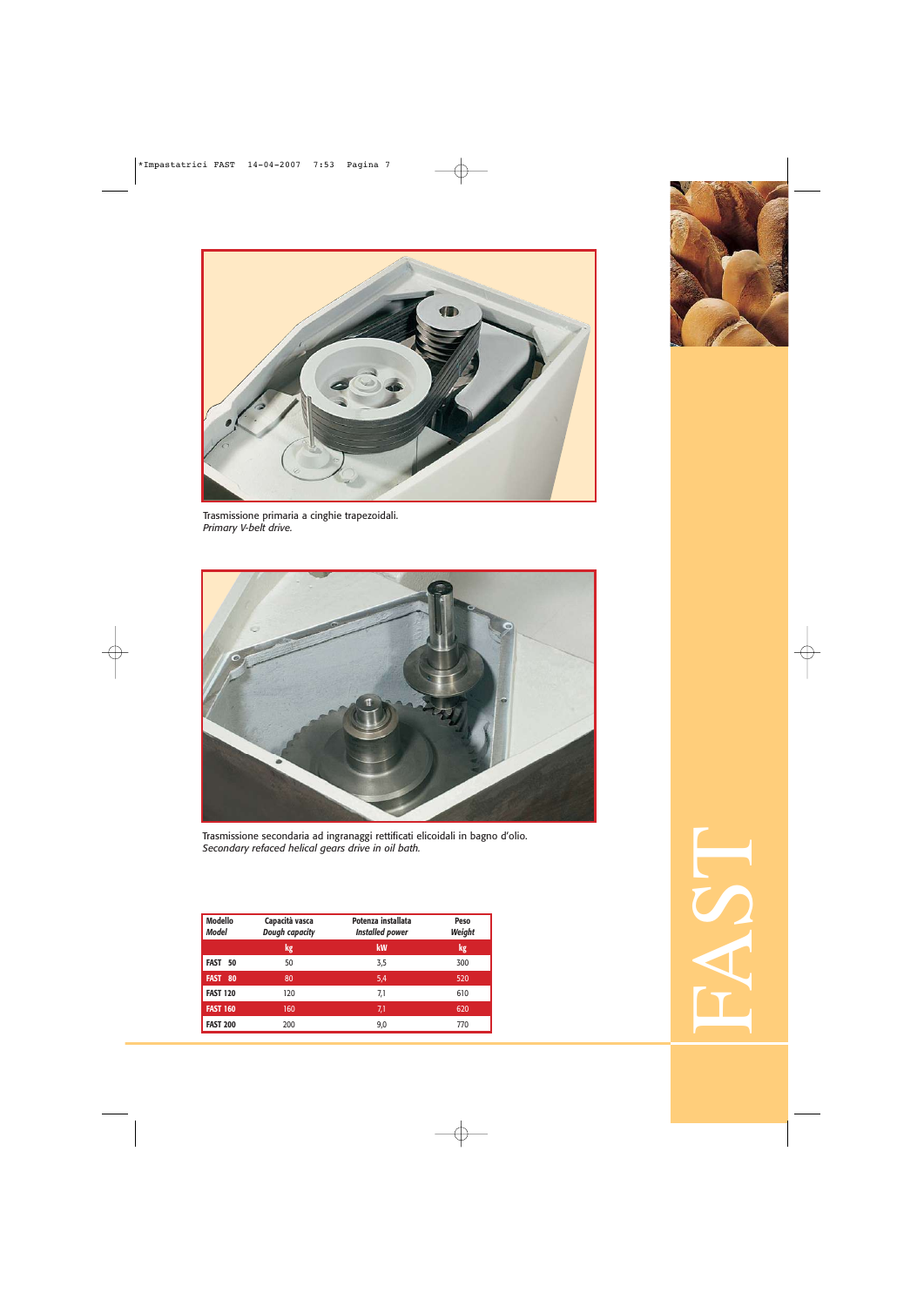Trasmissione primaria a cinghie trapezoidali.
*Primary V-belt drive.*

Trasmissione secondaria ad ingranaggi rettificati elicoidali in bagno d'olio.
*Secondary refaced helical gears drive in oil bath.*

| Modello<br>*Model* | Capacità vasca<br>*Dough capacity* | Potenza installata<br>*Installed power* | Peso<br>*Weight* |
|---|---|---|---|
| | kg | kW | kg |
| **FAST 50** | 50 | 3,5 | 300 |
| **FAST 80** | 80 | 5,4 | 520 |
| **FAST 120** | 120 | 7,1 | 610 |
| **FAST 160** | 160 | 7,1 | 620 |
| **FAST 200** | 200 | 9,0 | 770 |

FAST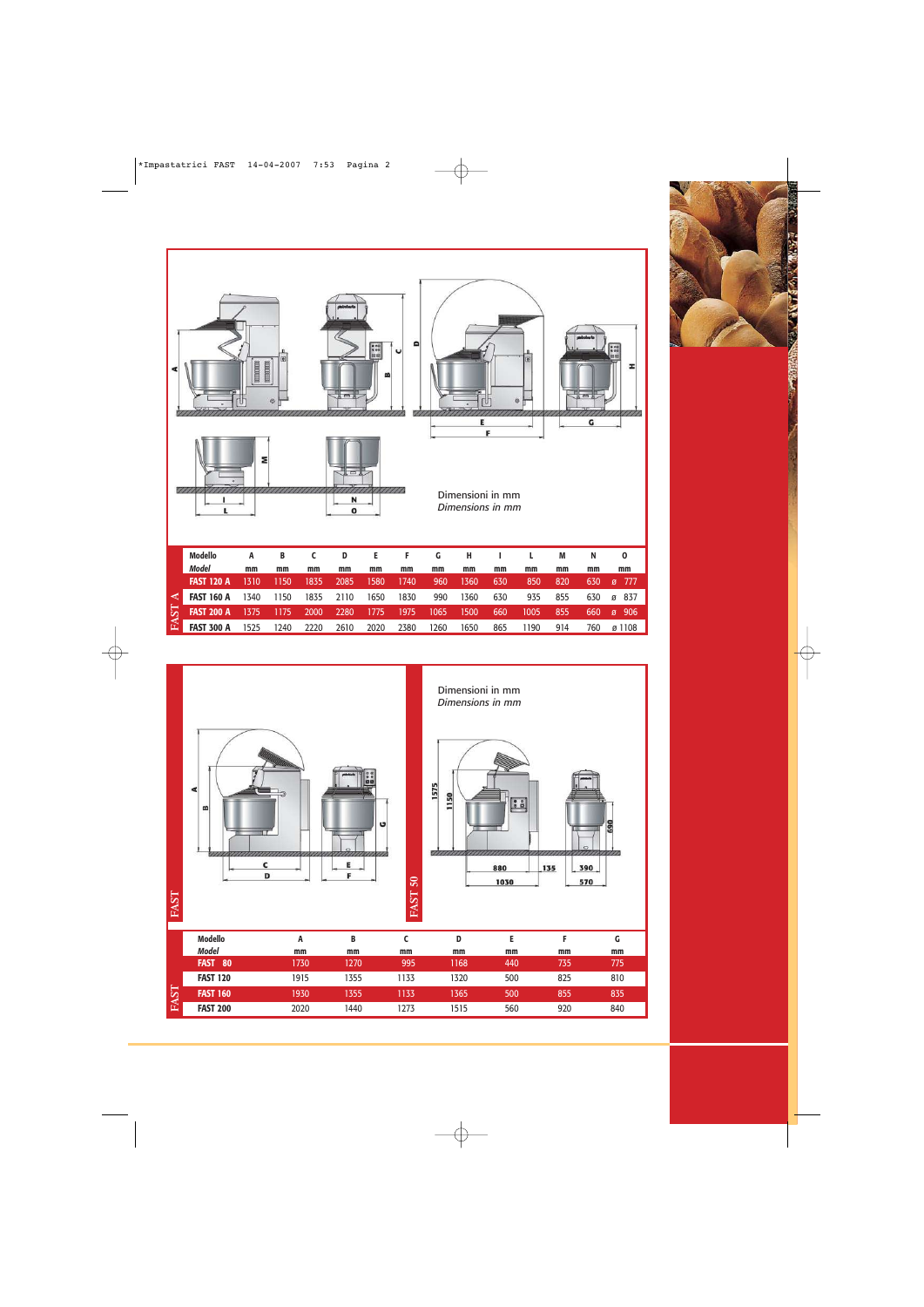## FAST A

Dimensioni in mm
*Dimensions in mm*

| Modello *Model* | A mm | B mm | C mm | D mm | E mm | F mm | G mm | H mm | I mm | L mm | M mm | N mm | O mm |
|---|---|---|---|---|---|---|---|---|---|---|---|---|---|
| FAST 120 A | 1310 | 1150 | 1835 | 2085 | 1580 | 1740 | 960 | 1360 | 630 | 850 | 820 | 630 | ø 777 |
| FAST 160 A | 1340 | 1150 | 1835 | 2110 | 1650 | 1830 | 990 | 1360 | 630 | 935 | 855 | 630 | ø 837 |
| FAST 200 A | 1375 | 1175 | 2000 | 2280 | 1775 | 1975 | 1065 | 1500 | 660 | 1005 | 855 | 660 | ø 906 |
| FAST 300 A | 1525 | 1240 | 2220 | 2610 | 2020 | 2380 | 1260 | 1650 | 865 | 1190 | 914 | 760 | ø 1108 |

## FAST

## FAST 50

Dimensioni in mm
*Dimensions in mm*

1575, 1150, 880, 135, 390, 1030, 570, 690

| Modello *Model* | A mm | B mm | C mm | D mm | E mm | F mm | G mm |
|---|---|---|---|---|---|---|---|
| FAST 80 | 1730 | 1270 | 995 | 1168 | 440 | 735 | 775 |
| FAST 120 | 1915 | 1355 | 1133 | 1320 | 500 | 825 | 810 |
| FAST 160 | 1930 | 1355 | 1133 | 1365 | 500 | 855 | 835 |
| FAST 200 | 2020 | 1440 | 1273 | 1515 | 560 | 920 | 840 |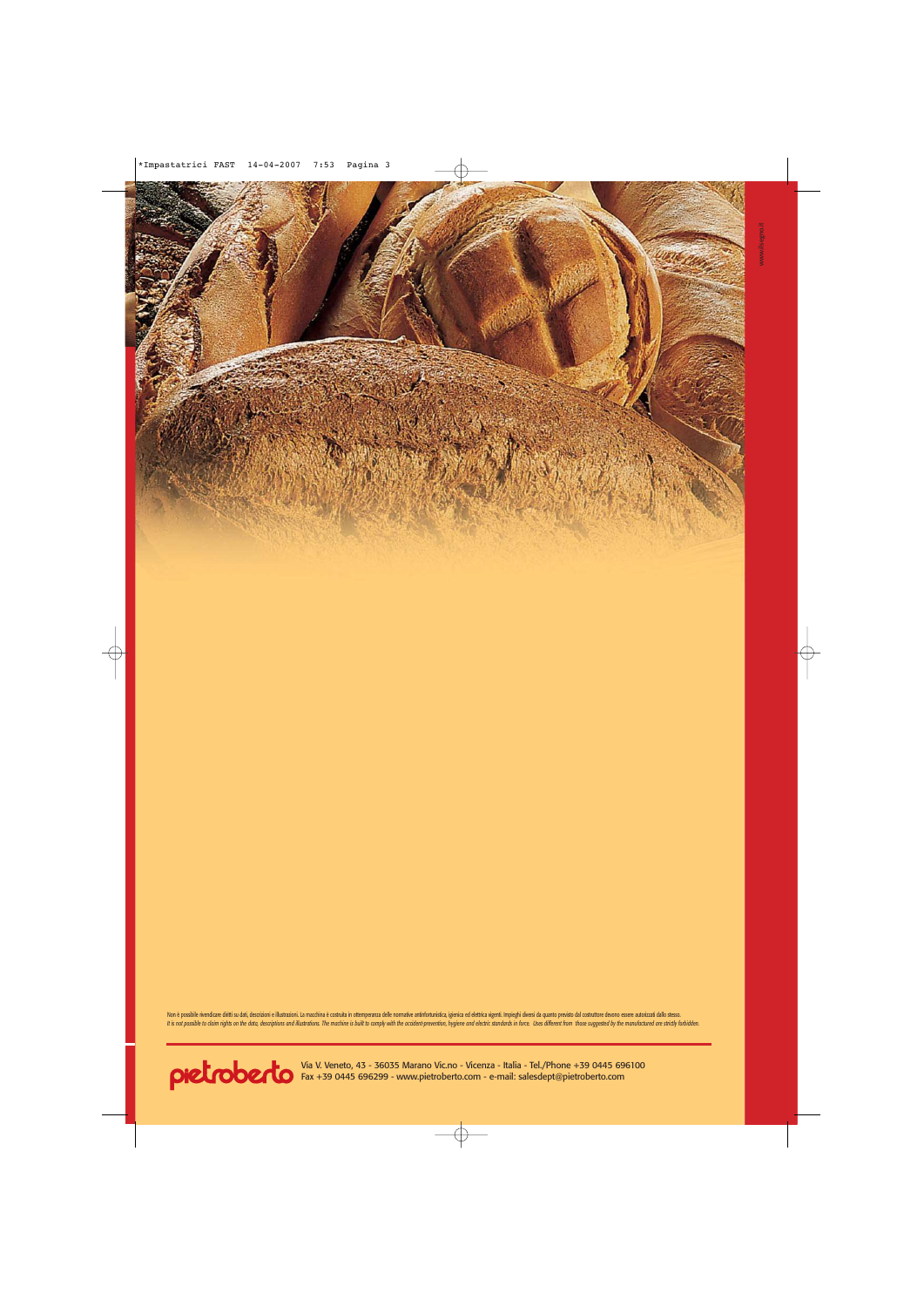Non è possibile rivendicare diritti su dati, descrizioni e illustrazioni. La macchina è costruita in ottemperanza delle normative antinfortunistica, igienica ed elettrica vigenti. Impieghi diversi da quanto previsto dal costruttore devono essere autorizzati dallo stesso.

*It is not possible to claim rights on the data, descriptions and illustrations. The machine is built to comply with the accident-prevention, hygiene and electric standards in force. Uses different from those suggested by the manufactured are strictly forbidden.*

**pietroberto**

Via V. Veneto, 43 - 36035 Marano Vic.no - Vicenza - Italia - Tel./Phone +39 0445 696100
Fax +39 0445 696299 - www.pietroberto.com - e-mail: salesdept@pietroberto.com